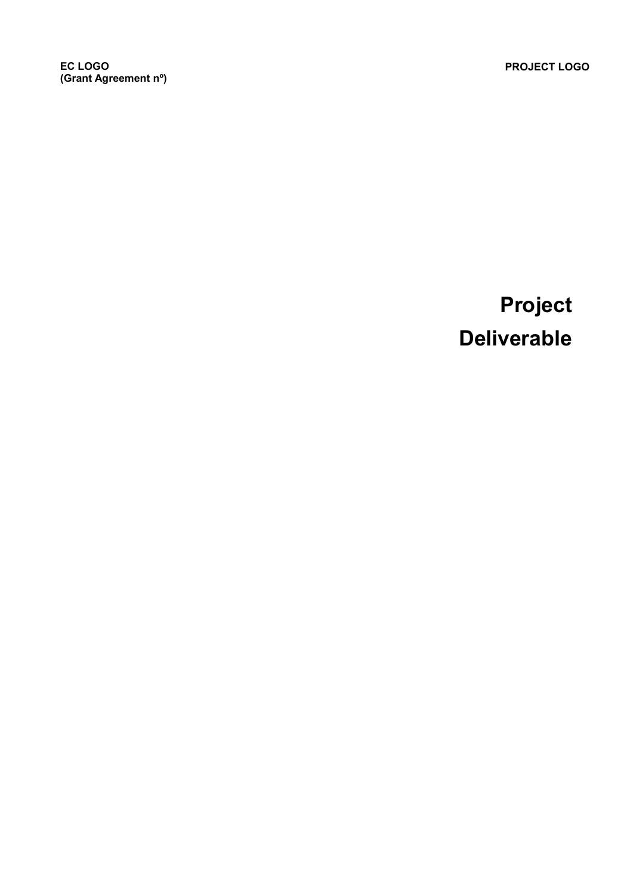**EC LOGO**
**(Grant Agreement nº)**

**PROJECT LOGO**

# Project Deliverable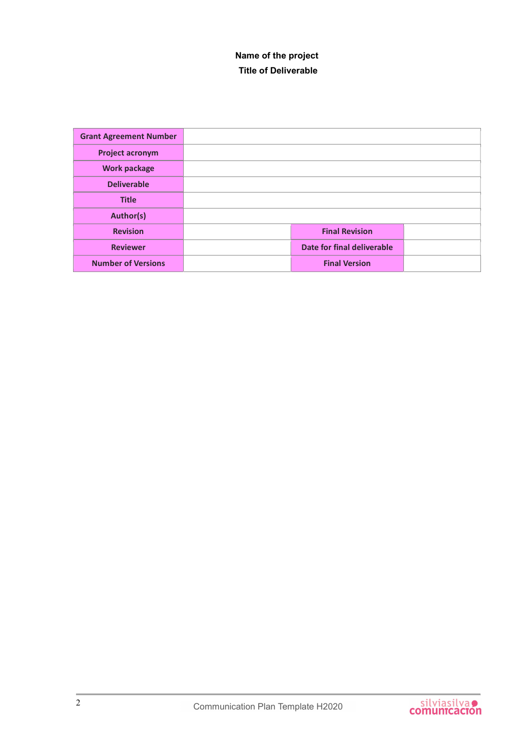**Name of the project**

**Title of Deliverable**

| **Grant Agreement Number** | | | |
|---|---|---|---|
| **Project acronym** | | | |
| **Work package** | | | |
| **Deliverable** | | | |
| **Title** | | | |
| **Author(s)** | | | |
| **Revision** | | **Final Revision** | |
| **Reviewer** | | **Date for final deliverable** | |
| **Number of Versions** | | **Final Version** | |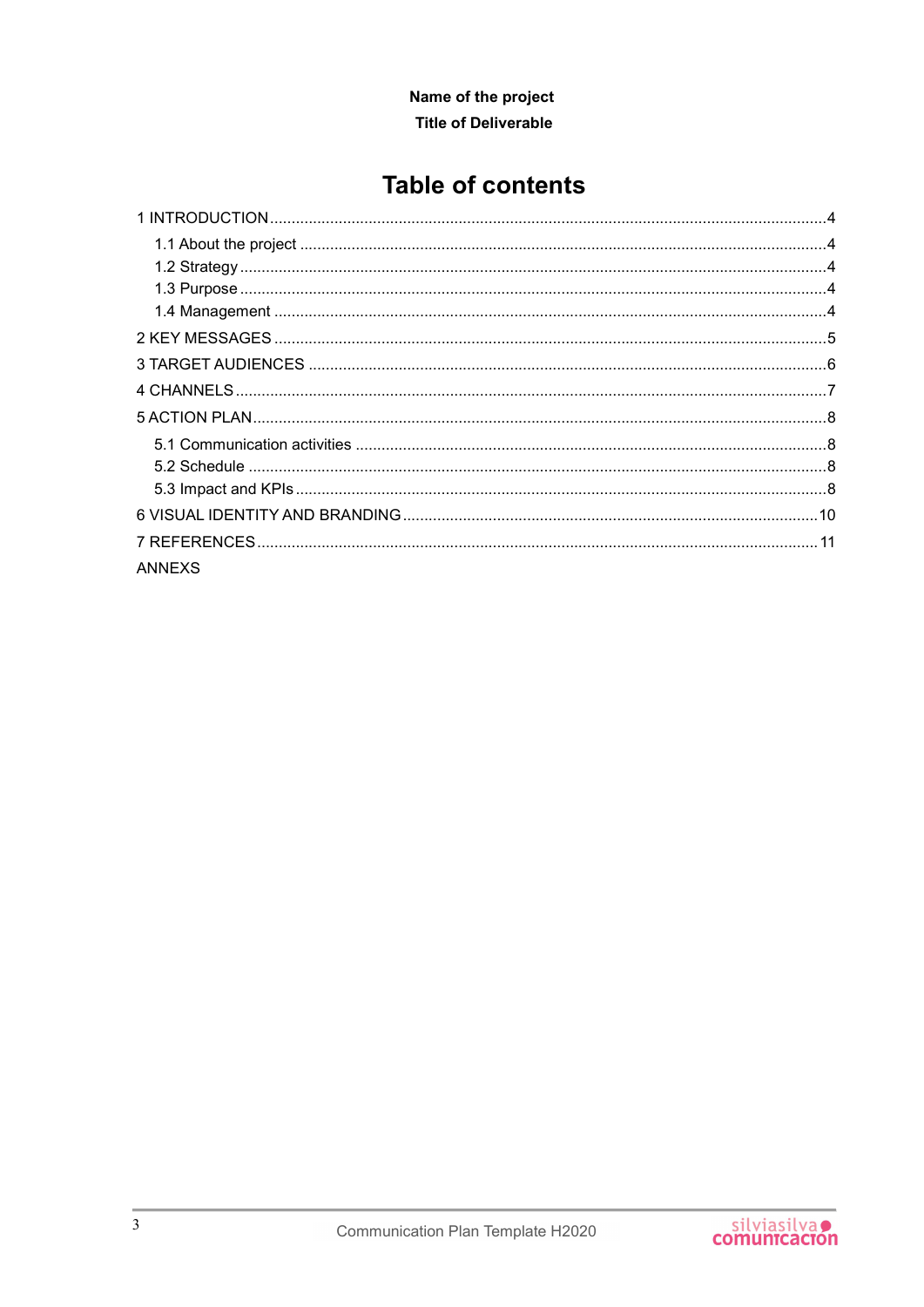**Name of the project**

**Title of Deliverable**

# Table of contents

1 INTRODUCTION ....................................................................................................................4

- 1.1 About the project ............................................................................................................4
- 1.2 Strategy ...........................................................................................................................4
- 1.3 Purpose ...........................................................................................................................4
- 1.4 Management ...................................................................................................................4

2 KEY MESSAGES ...................................................................................................................5

3 TARGET AUDIENCES ..........................................................................................................6

4 CHANNELS ............................................................................................................................7

5 ACTION PLAN ........................................................................................................................8

- 5.1 Communication activities ................................................................................................8
- 5.2 Schedule .........................................................................................................................8
- 5.3 Impact and KPIs .............................................................................................................8

6 VISUAL IDENTITY AND BRANDING ..................................................................................10

7 REFERENCES .....................................................................................................................11

ANNEXS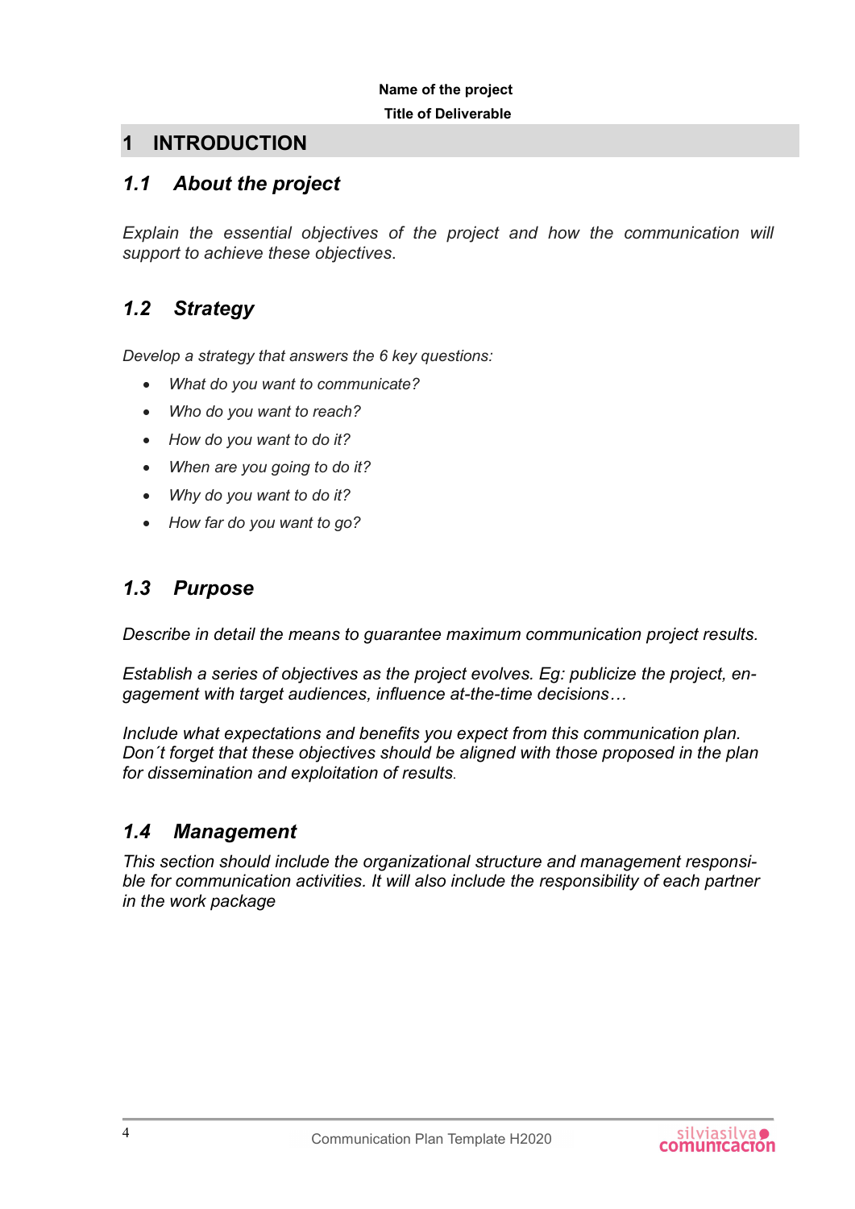**Name of the project**

**Title of Deliverable**

# 1 INTRODUCTION

## 1.1 About the project

*Explain the essential objectives of the project and how the communication will support to achieve these objectives.*

## 1.2 Strategy

*Develop a strategy that answers the 6 key questions:*

- *What do you want to communicate?*
- *Who do you want to reach?*
- *How do you want to do it?*
- *When are you going to do it?*
- *Why do you want to do it?*
- *How far do you want to go?*

## 1.3 Purpose

*Describe in detail the means to guarantee maximum communication project results.*

*Establish a series of objectives as the project evolves. Eg: publicize the project, engagement with target audiences, influence at-the-time decisions…*

*Include what expectations and benefits you expect from this communication plan. Don´t forget that these objectives should be aligned with those proposed in the plan for dissemination and exploitation of results.*

## 1.4 Management

*This section should include the organizational structure and management responsible for communication activities. It will also include the responsibility of each partner in the work package*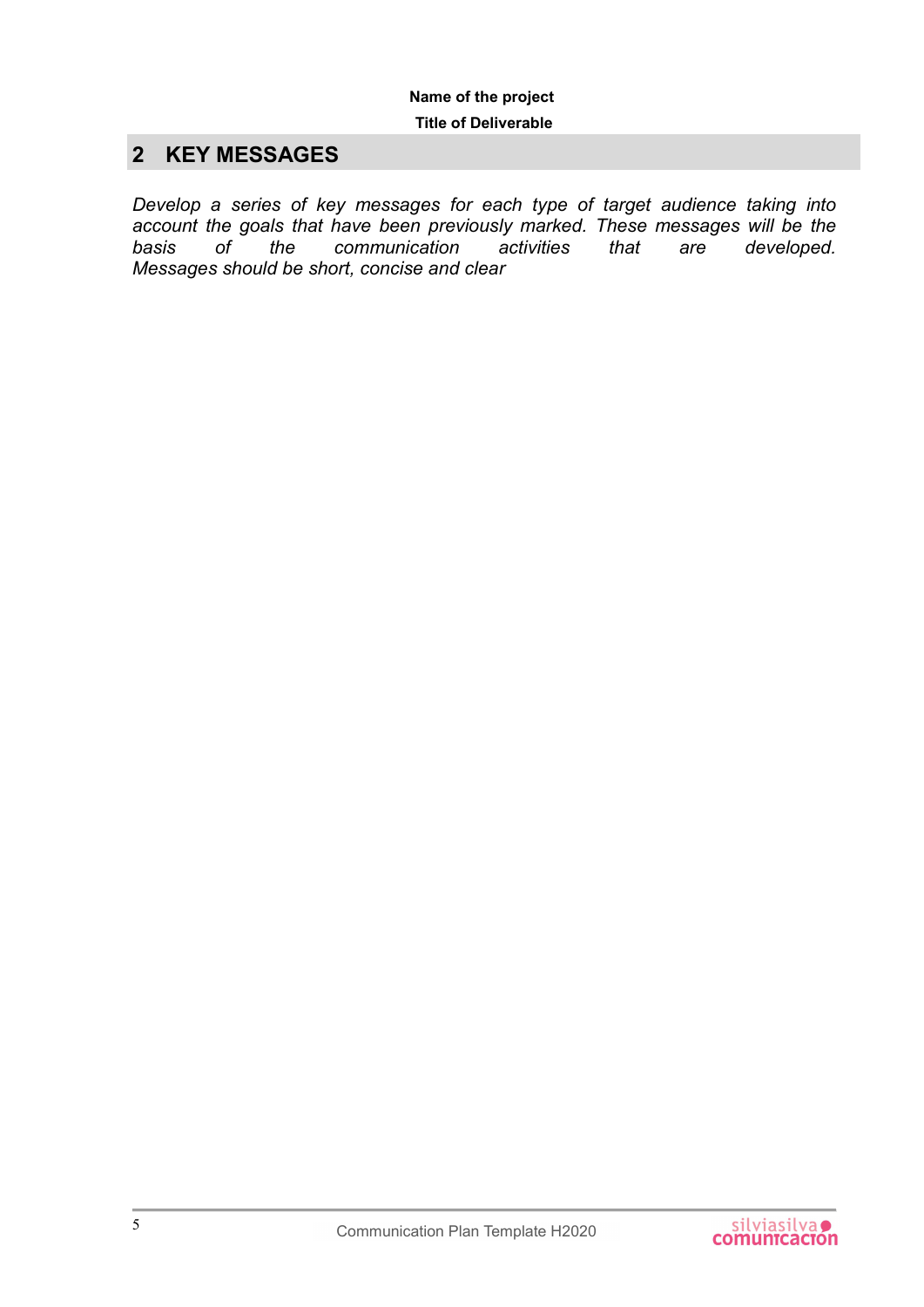## 2 KEY MESSAGES

*Develop a series of key messages for each type of target audience taking into account the goals that have been previously marked. These messages will be the basis of the communication activities that are developed. Messages should be short, concise and clear*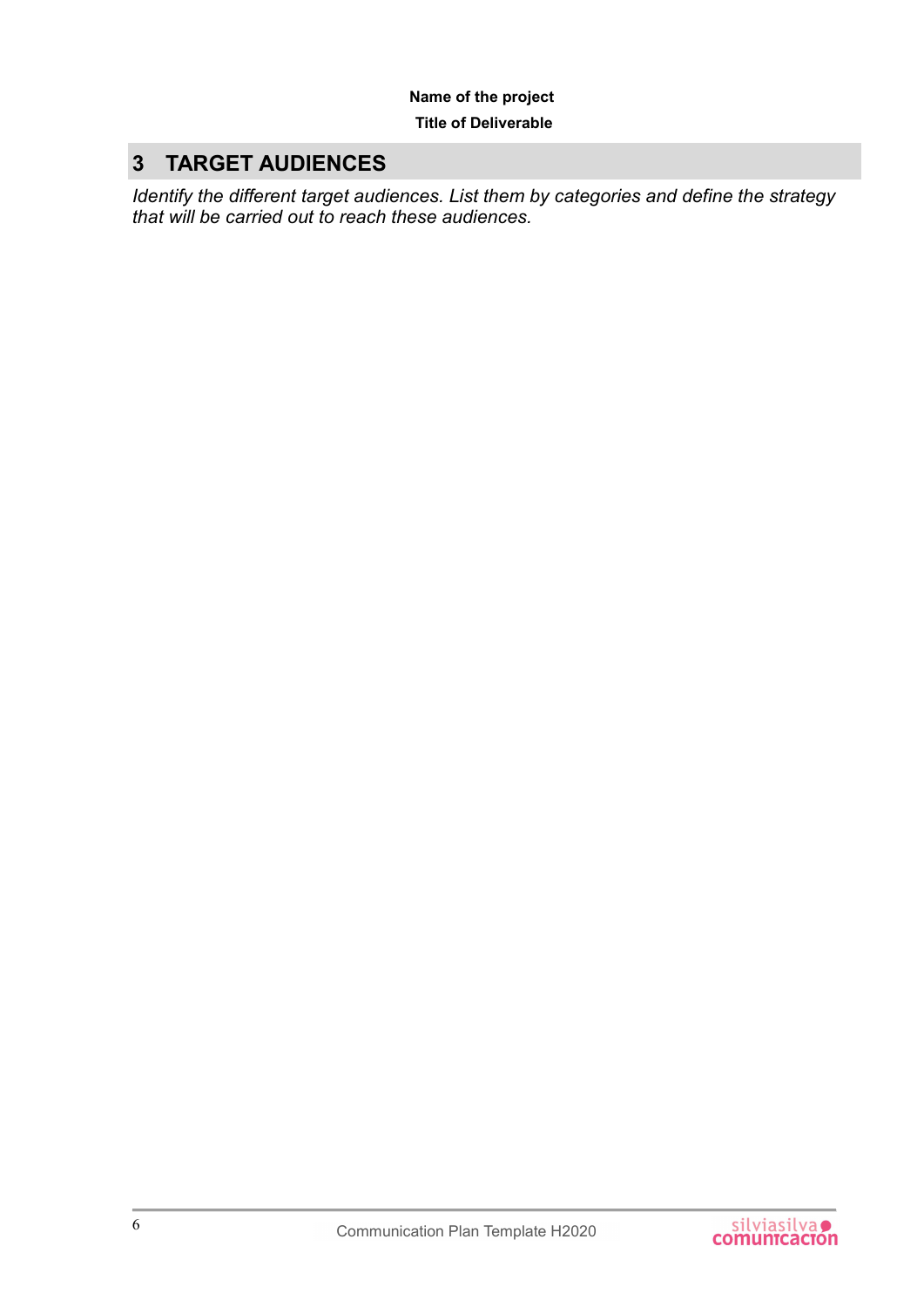# 3 TARGET AUDIENCES

*Identify the different target audiences. List them by categories and define the strategy that will be carried out to reach these audiences.*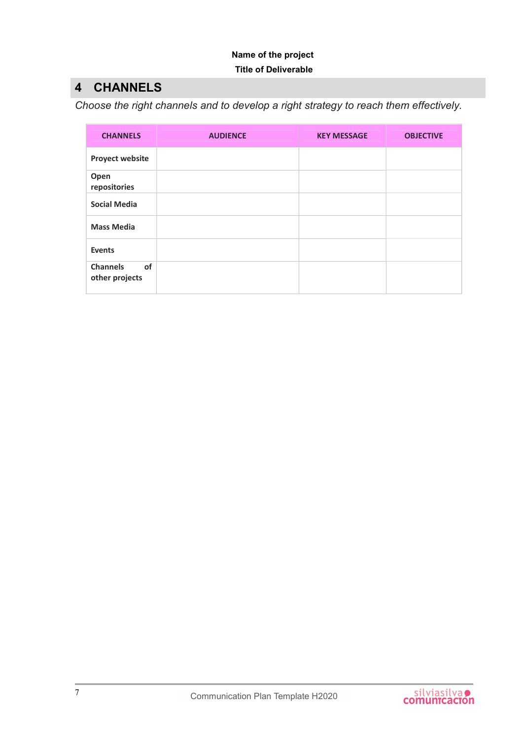# 4 CHANNELS

*Choose the right channels and to develop a right strategy to reach them effectively.*

| CHANNELS | AUDIENCE | KEY MESSAGE | OBJECTIVE |
|---|---|---|---|
| **Proyect website** | | | |
| **Open repositories** | | | |
| **Social Media** | | | |
| **Mass Media** | | | |
| **Events** | | | |
| **Channels of other projects** | | | |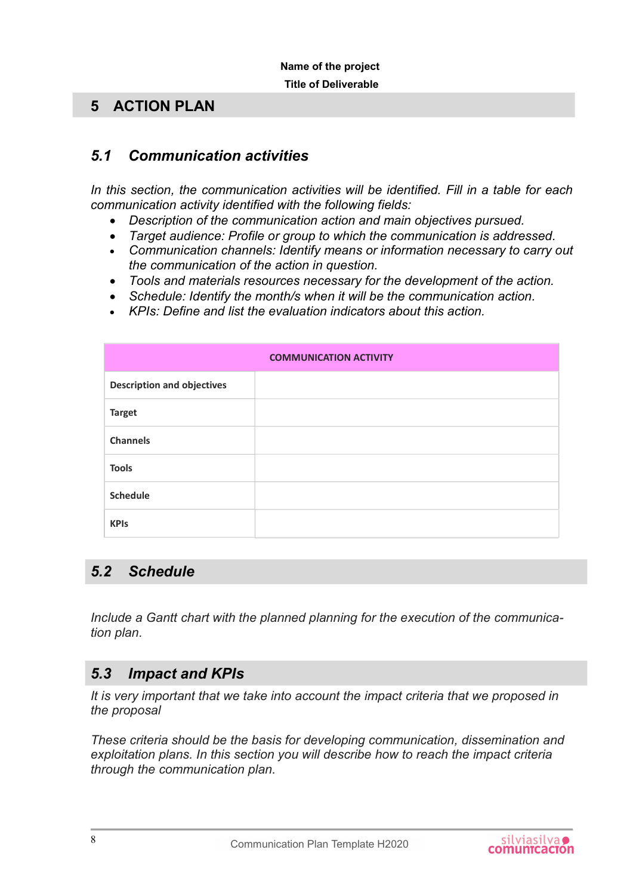# 5 ACTION PLAN

## *5.1 Communication activities*

*In this section, the communication activities will be identified. Fill in a table for each communication activity identified with the following fields:*

- *Description of the communication action and main objectives pursued.*
- *Target audience: Profile or group to which the communication is addressed.*
- *Communication channels: Identify means or information necessary to carry out the communication of the action in question.*
- *Tools and materials resources necessary for the development of the action.*
- *Schedule: Identify the month/s when it will be the communication action.*
- *KPIs: Define and list the evaluation indicators about this action.*

| **COMMUNICATION ACTIVITY** | |
|---|---|
| **Description and objectives** | |
| **Target** | |
| **Channels** | |
| **Tools** | |
| **Schedule** | |
| **KPIs** | |

## *5.2 Schedule*

*Include a Gantt chart with the planned planning for the execution of the communication plan.*

## *5.3 Impact and KPIs*

*It is very important that we take into account the impact criteria that we proposed in the proposal*

*These criteria should be the basis for developing communication, dissemination and exploitation plans. In this section you will describe how to reach the impact criteria through the communication plan.*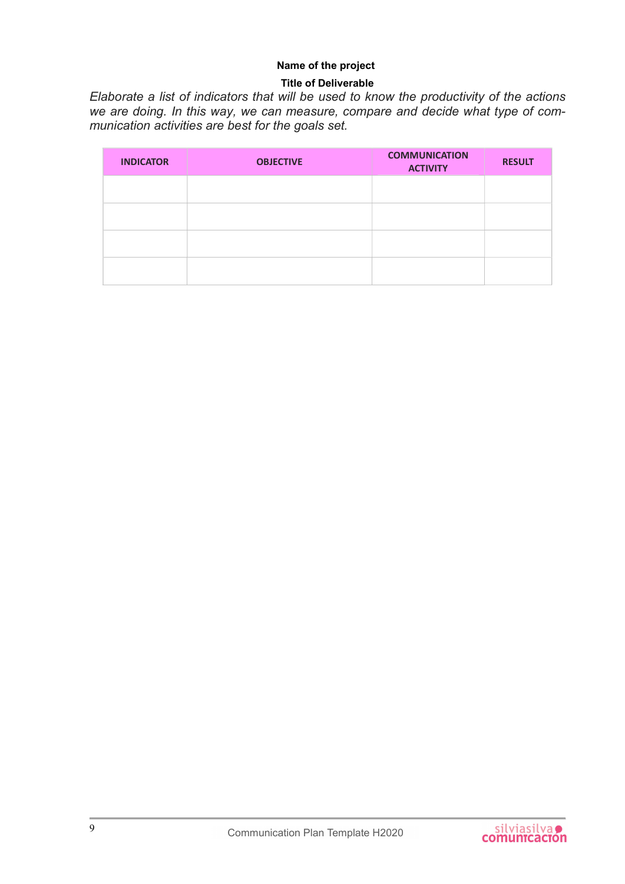**Name of the project**

**Title of Deliverable**

*Elaborate a list of indicators that will be used to know the productivity of the actions we are doing. In this way, we can measure, compare and decide what type of communication activities are best for the goals set.*

| INDICATOR | OBJECTIVE | COMMUNICATION ACTIVITY | RESULT |
|---|---|---|---|
| | | | |
| | | | |
| | | | |
| | | | |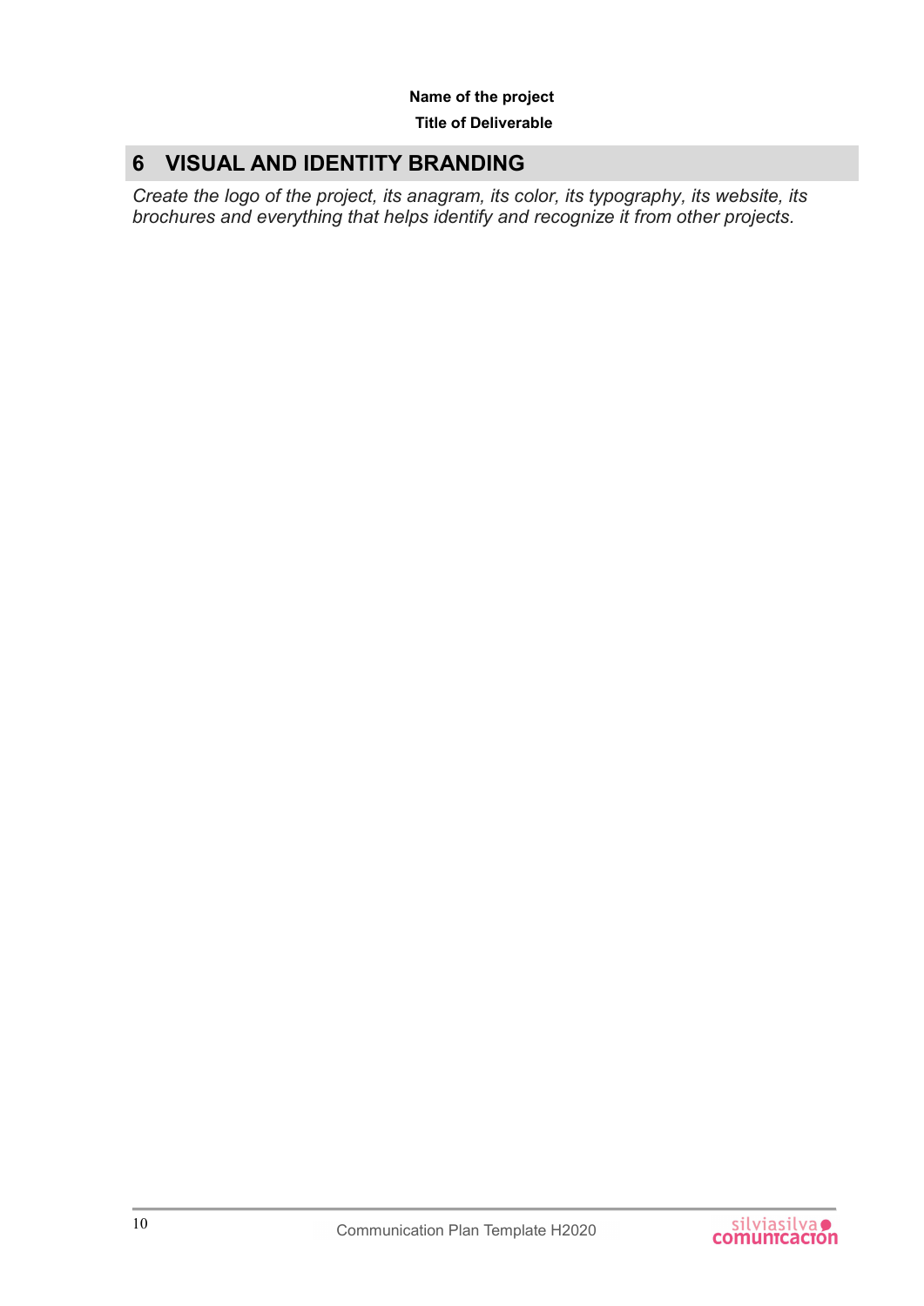# 6 VISUAL AND IDENTITY BRANDING

*Create the logo of the project, its anagram, its color, its typography, its website, its brochures and everything that helps identify and recognize it from other projects.*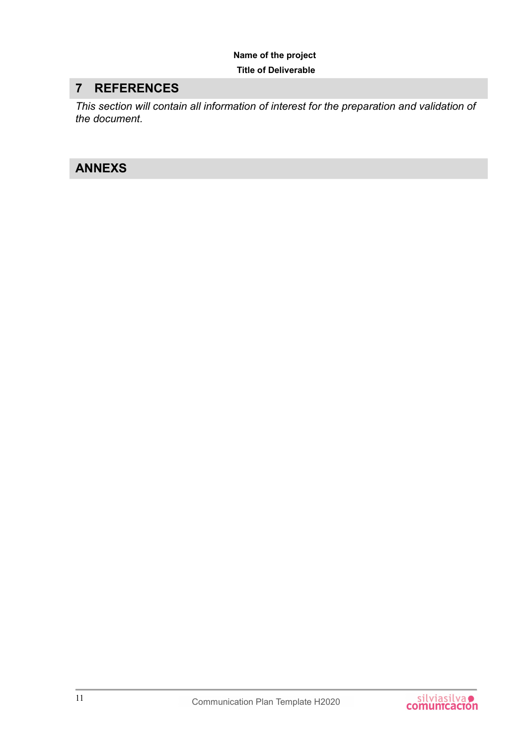# 7 REFERENCES

*This section will contain all information of interest for the preparation and validation of the document.*

# ANNEXS